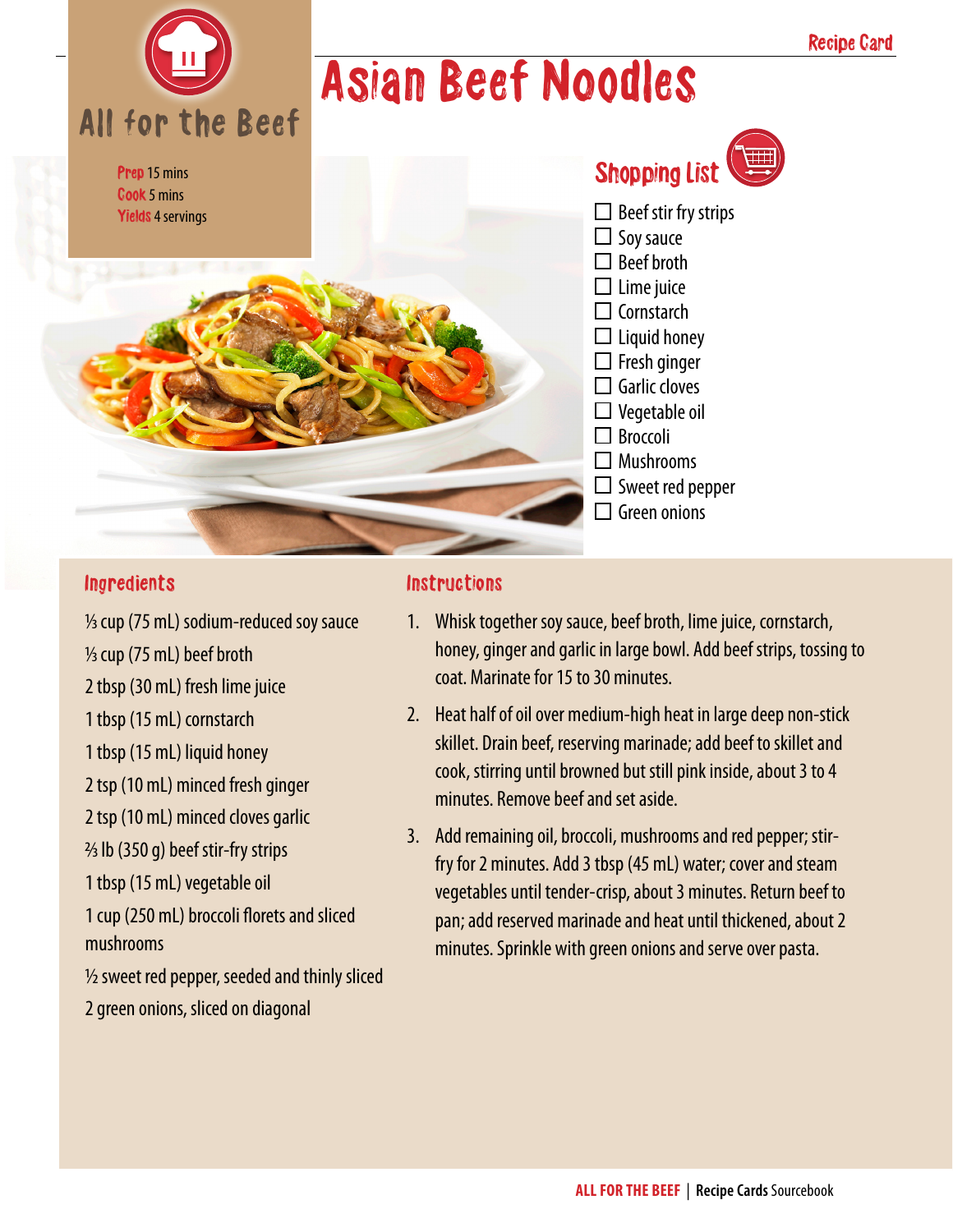Recipe Card

All for the Beef

# Asian Beef Noodles

**Prep** 15 mins
**Cook** 5 mins
**Yields** 4 servings

## Shopping List

- ☐ Beef stir fry strips
- ☐ Soy sauce
- ☐ Beef broth
- ☐ Lime juice
- ☐ Cornstarch
- ☐ Liquid honey
- ☐ Fresh ginger
- ☐ Garlic cloves
- ☐ Vegetable oil
- ☐ Broccoli
- ☐ Mushrooms
- ☐ Sweet red pepper
- ☐ Green onions

## Ingredients

⅓ cup (75 mL) sodium-reduced soy sauce

⅓ cup (75 mL) beef broth

2 tbsp (30 mL) fresh lime juice

1 tbsp (15 mL) cornstarch

1 tbsp (15 mL) liquid honey

2 tsp (10 mL) minced fresh ginger

2 tsp (10 mL) minced cloves garlic

⅔ lb (350 g) beef stir-fry strips

1 tbsp (15 mL) vegetable oil

1 cup (250 mL) broccoli florets and sliced mushrooms

½ sweet red pepper, seeded and thinly sliced

2 green onions, sliced on diagonal

## Instructions

1. Whisk together soy sauce, beef broth, lime juice, cornstarch, honey, ginger and garlic in large bowl. Add beef strips, tossing to coat. Marinate for 15 to 30 minutes.
2. Heat half of oil over medium-high heat in large deep non-stick skillet. Drain beef, reserving marinade; add beef to skillet and cook, stirring until browned but still pink inside, about 3 to 4 minutes. Remove beef and set aside.
3. Add remaining oil, broccoli, mushrooms and red pepper; stir-fry for 2 minutes. Add 3 tbsp (45 mL) water; cover and steam vegetables until tender-crisp, about 3 minutes. Return beef to pan; add reserved marinade and heat until thickened, about 2 minutes. Sprinkle with green onions and serve over pasta.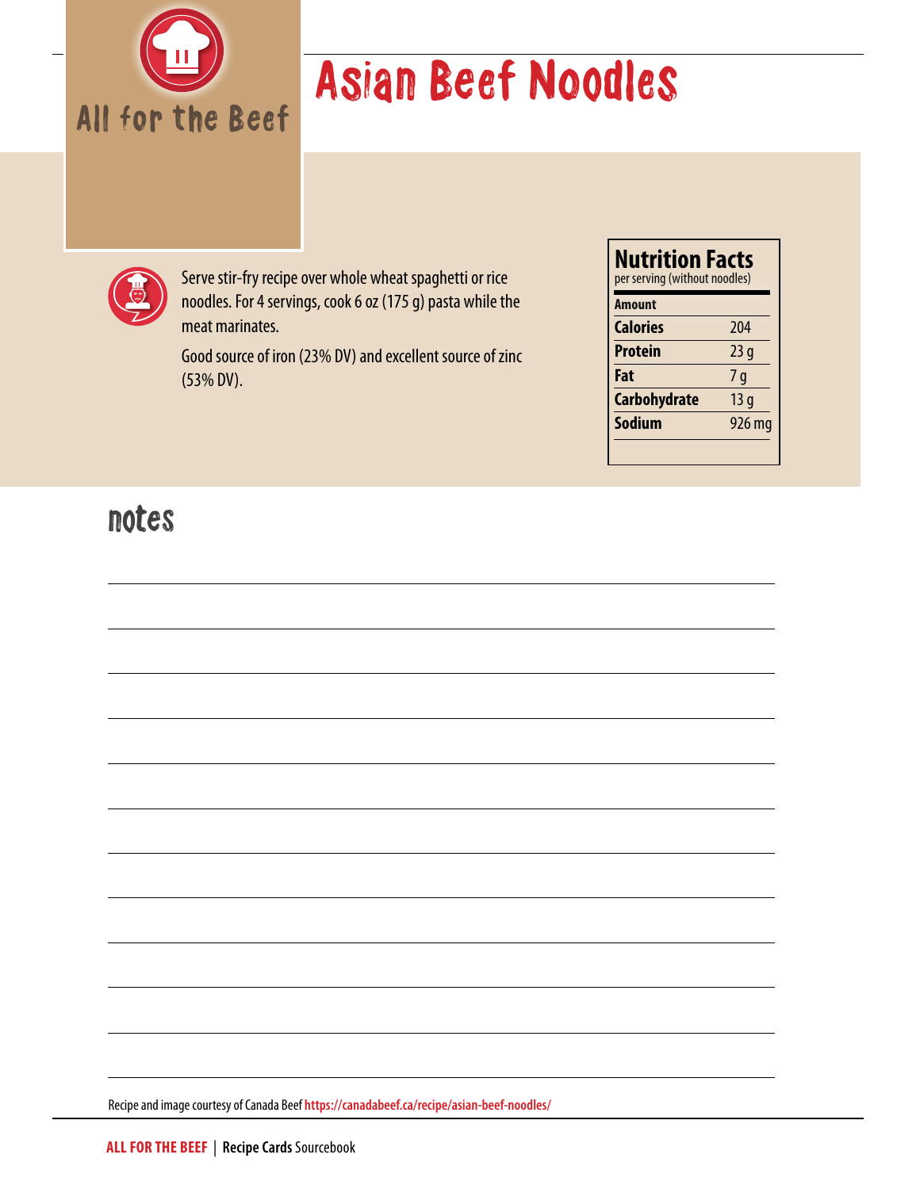All for the Beef

# Asian Beef Noodles

Serve stir-fry recipe over whole wheat spaghetti or rice noodles. For 4 servings, cook 6 oz (175 g) pasta while the meat marinates.

Good source of iron (23% DV) and excellent source of zinc (53% DV).

**Nutrition Facts**
per serving (without noodles)

| Amount | |
|---|---|
| **Calories** | 204 |
| **Protein** | 23 g |
| **Fat** | 7 g |
| **Carbohydrate** | 13 g |
| **Sodium** | 926 mg |

## notes

Recipe and image courtesy of Canada Beef https://canadabeef.ca/recipe/asian-beef-noodles/